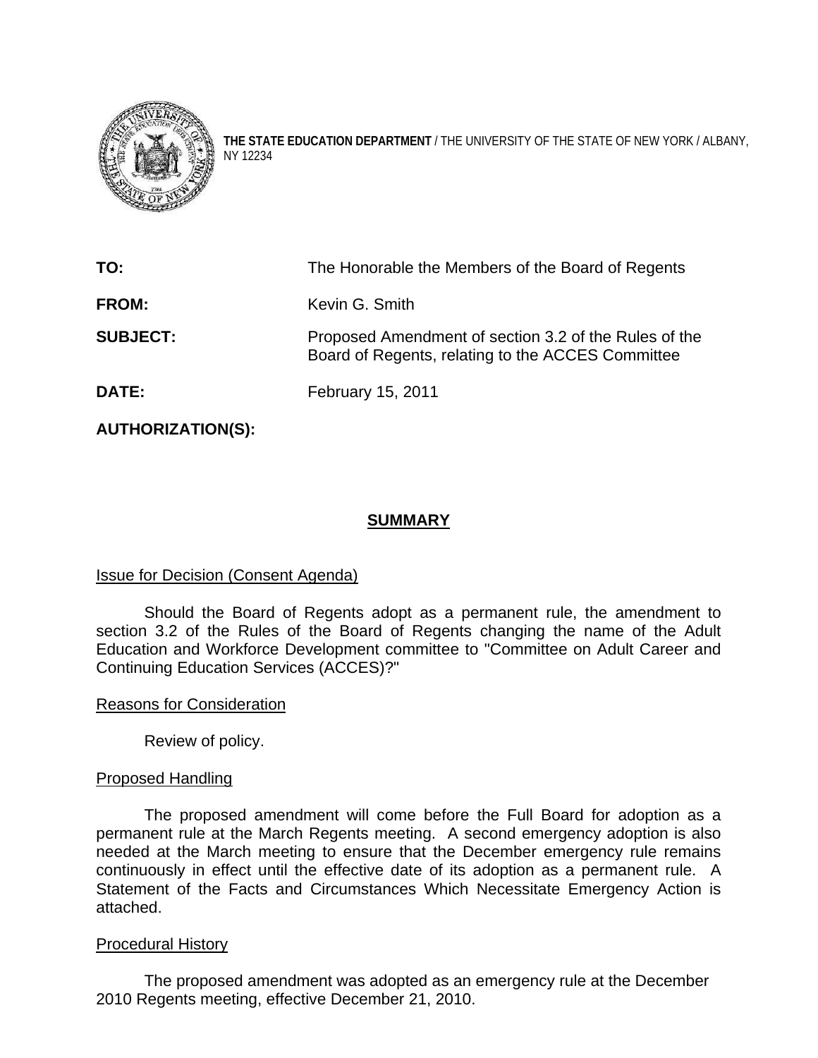**THE STATE EDUCATION DEPARTMENT** / THE UNIVERSITY OF THE STATE OF NEW YORK / ALBANY, NY 12234

| | |
|---|---|
| **TO:** | The Honorable the Members of the Board of Regents |
| **FROM:** | Kevin G. Smith |
| **SUBJECT:** | Proposed Amendment of section 3.2 of the Rules of the Board of Regents, relating to the ACCES Committee |
| **DATE:** | February 15, 2011 |
| **AUTHORIZATION(S):** | |

## SUMMARY

Issue for Decision (Consent Agenda)

Should the Board of Regents adopt as a permanent rule, the amendment to section 3.2 of the Rules of the Board of Regents changing the name of the Adult Education and Workforce Development committee to "Committee on Adult Career and Continuing Education Services (ACCES)?"

Reasons for Consideration

Review of policy.

Proposed Handling

The proposed amendment will come before the Full Board for adoption as a permanent rule at the March Regents meeting. A second emergency adoption is also needed at the March meeting to ensure that the December emergency rule remains continuously in effect until the effective date of its adoption as a permanent rule. A Statement of the Facts and Circumstances Which Necessitate Emergency Action is attached.

Procedural History

The proposed amendment was adopted as an emergency rule at the December 2010 Regents meeting, effective December 21, 2010.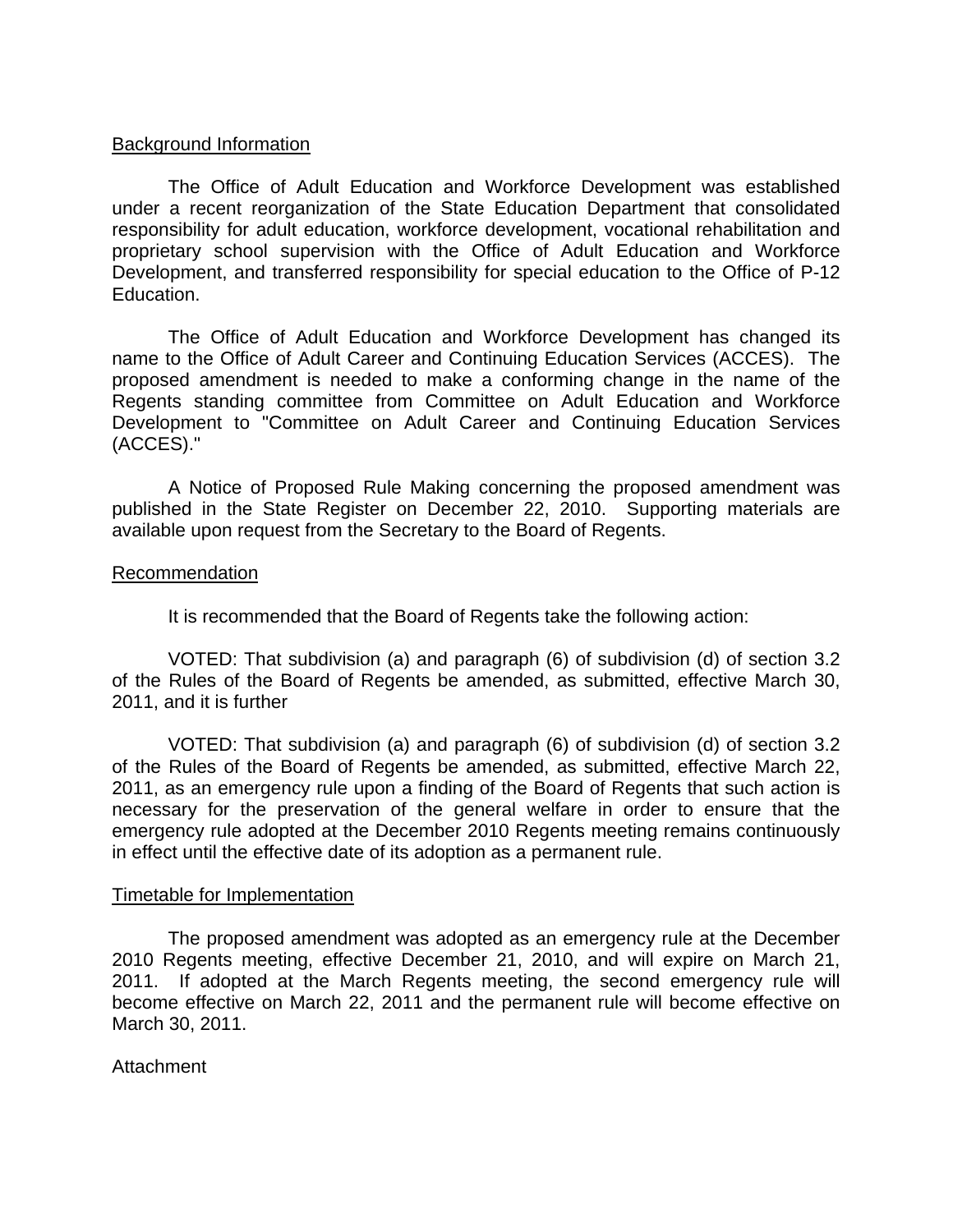<u>Background Information</u>

The Office of Adult Education and Workforce Development was established under a recent reorganization of the State Education Department that consolidated responsibility for adult education, workforce development, vocational rehabilitation and proprietary school supervision with the Office of Adult Education and Workforce Development, and transferred responsibility for special education to the Office of P-12 Education.

The Office of Adult Education and Workforce Development has changed its name to the Office of Adult Career and Continuing Education Services (ACCES). The proposed amendment is needed to make a conforming change in the name of the Regents standing committee from Committee on Adult Education and Workforce Development to "Committee on Adult Career and Continuing Education Services (ACCES)."

A Notice of Proposed Rule Making concerning the proposed amendment was published in the State Register on December 22, 2010. Supporting materials are available upon request from the Secretary to the Board of Regents.

<u>Recommendation</u>

It is recommended that the Board of Regents take the following action:

VOTED: That subdivision (a) and paragraph (6) of subdivision (d) of section 3.2 of the Rules of the Board of Regents be amended, as submitted, effective March 30, 2011, and it is further

VOTED: That subdivision (a) and paragraph (6) of subdivision (d) of section 3.2 of the Rules of the Board of Regents be amended, as submitted, effective March 22, 2011, as an emergency rule upon a finding of the Board of Regents that such action is necessary for the preservation of the general welfare in order to ensure that the emergency rule adopted at the December 2010 Regents meeting remains continuously in effect until the effective date of its adoption as a permanent rule.

<u>Timetable for Implementation</u>

The proposed amendment was adopted as an emergency rule at the December 2010 Regents meeting, effective December 21, 2010, and will expire on March 21, 2011. If adopted at the March Regents meeting, the second emergency rule will become effective on March 22, 2011 and the permanent rule will become effective on March 30, 2011.

Attachment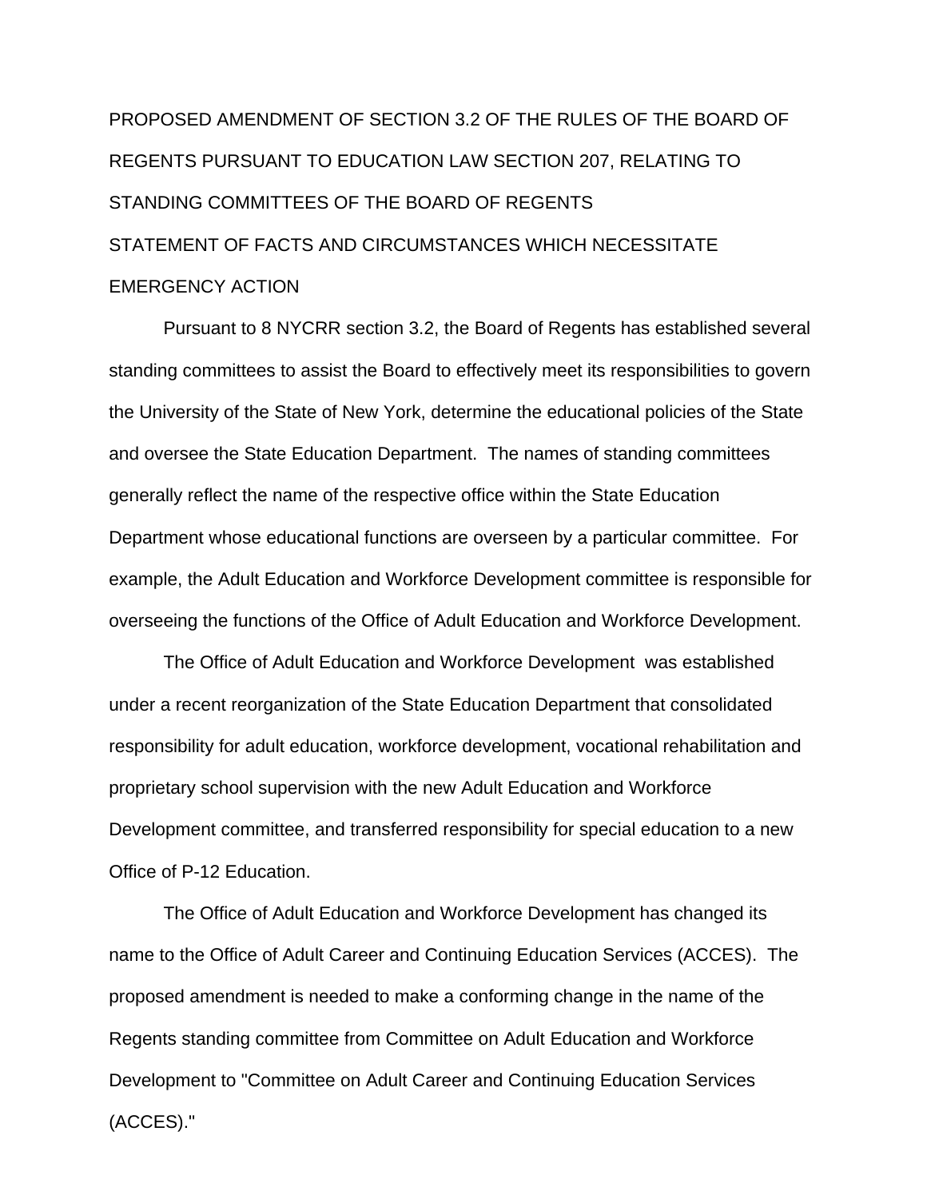PROPOSED AMENDMENT OF SECTION 3.2 OF THE RULES OF THE BOARD OF REGENTS PURSUANT TO EDUCATION LAW SECTION 207, RELATING TO STANDING COMMITTEES OF THE BOARD OF REGENTS

STATEMENT OF FACTS AND CIRCUMSTANCES WHICH NECESSITATE EMERGENCY ACTION

Pursuant to 8 NYCRR section 3.2, the Board of Regents has established several standing committees to assist the Board to effectively meet its responsibilities to govern the University of the State of New York, determine the educational policies of the State and oversee the State Education Department. The names of standing committees generally reflect the name of the respective office within the State Education Department whose educational functions are overseen by a particular committee. For example, the Adult Education and Workforce Development committee is responsible for overseeing the functions of the Office of Adult Education and Workforce Development.

The Office of Adult Education and Workforce Development was established under a recent reorganization of the State Education Department that consolidated responsibility for adult education, workforce development, vocational rehabilitation and proprietary school supervision with the new Adult Education and Workforce Development committee, and transferred responsibility for special education to a new Office of P-12 Education.

The Office of Adult Education and Workforce Development has changed its name to the Office of Adult Career and Continuing Education Services (ACCES). The proposed amendment is needed to make a conforming change in the name of the Regents standing committee from Committee on Adult Education and Workforce Development to "Committee on Adult Career and Continuing Education Services (ACCES)."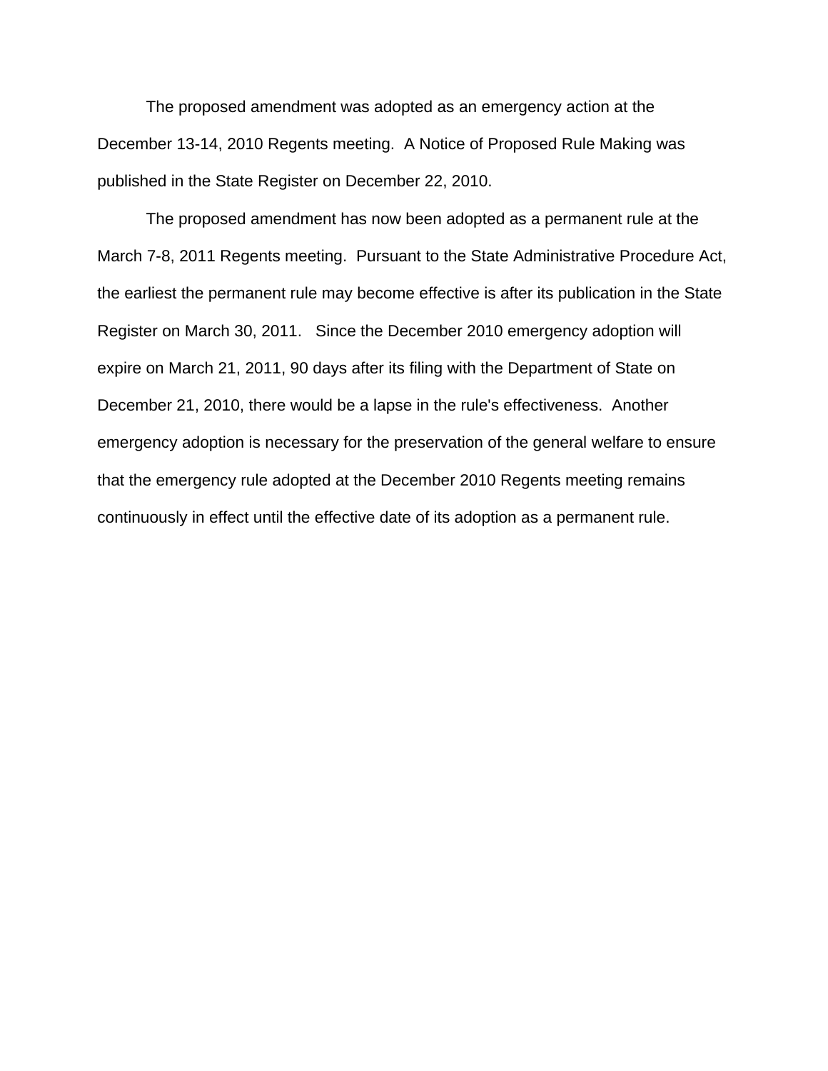The proposed amendment was adopted as an emergency action at the December 13-14, 2010 Regents meeting.  A Notice of Proposed Rule Making was published in the State Register on December 22, 2010.

The proposed amendment has now been adopted as a permanent rule at the March 7-8, 2011 Regents meeting.  Pursuant to the State Administrative Procedure Act, the earliest the permanent rule may become effective is after its publication in the State Register on March 30, 2011.   Since the December 2010 emergency adoption will expire on March 21, 2011, 90 days after its filing with the Department of State on December 21, 2010, there would be a lapse in the rule's effectiveness.  Another emergency adoption is necessary for the preservation of the general welfare to ensure that the emergency rule adopted at the December 2010 Regents meeting remains continuously in effect until the effective date of its adoption as a permanent rule.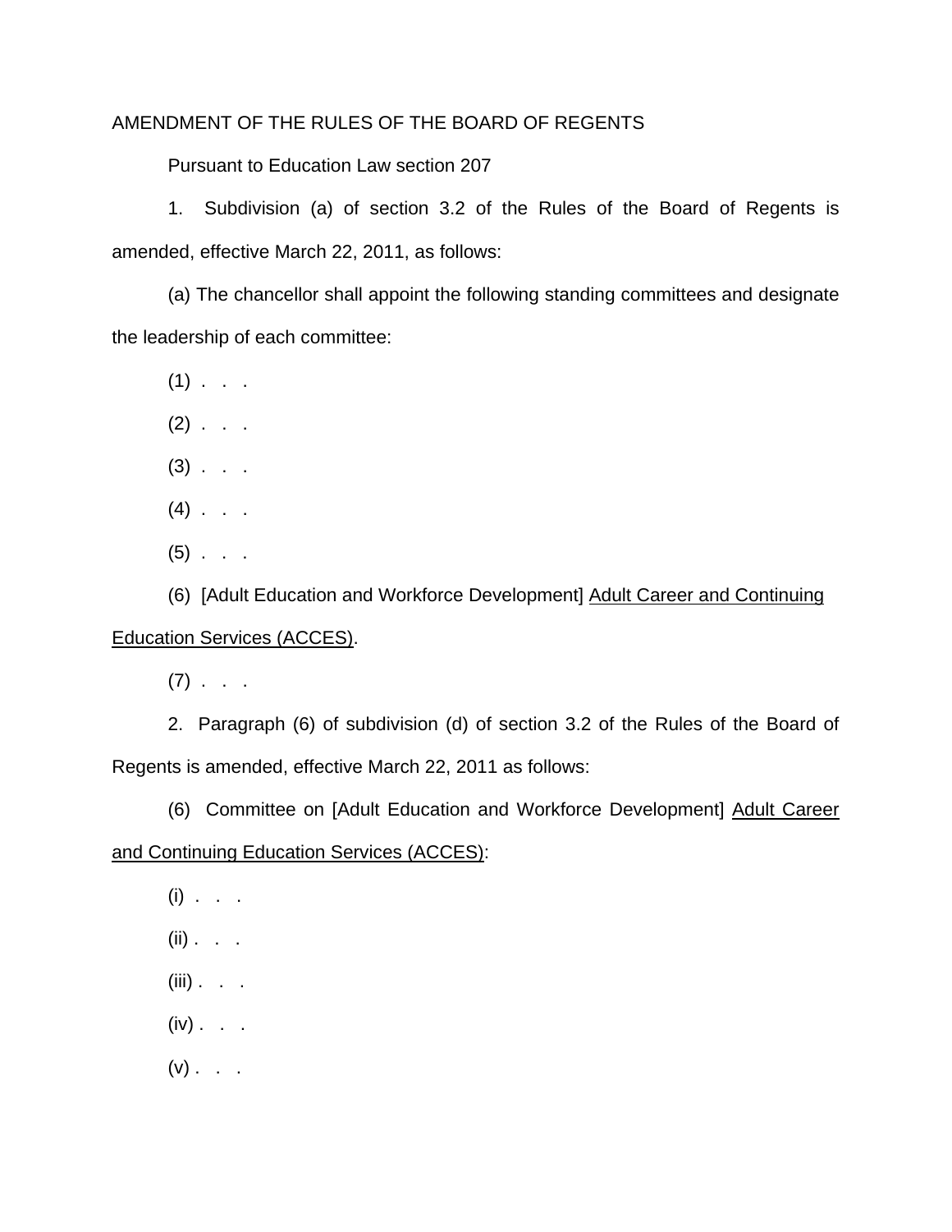AMENDMENT OF THE RULES OF THE BOARD OF REGENTS

Pursuant to Education Law section 207

1. Subdivision (a) of section 3.2 of the Rules of the Board of Regents is amended, effective March 22, 2011, as follows:

(a) The chancellor shall appoint the following standing committees and designate the leadership of each committee:

(1) . . .

(2) . . .

(3) . . .

(4) . . .

(5) . . .

(6) [Adult Education and Workforce Development] <u>Adult Career and Continuing Education Services (ACCES)</u>.

(7) . . .

2. Paragraph (6) of subdivision (d) of section 3.2 of the Rules of the Board of Regents is amended, effective March 22, 2011 as follows:

(6) Committee on [Adult Education and Workforce Development] <u>Adult Career and Continuing Education Services (ACCES)</u>:

(i) . . .

(ii) . . .

(iii) . . .

(iv) . . .

(v) . . .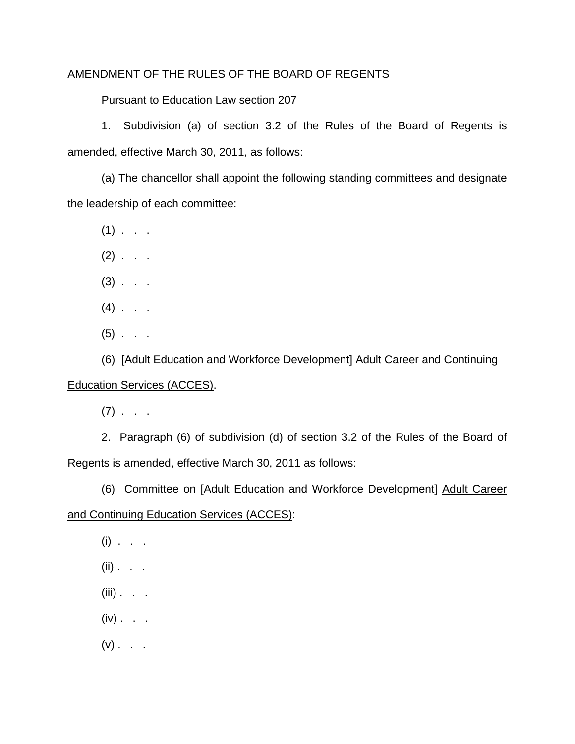AMENDMENT OF THE RULES OF THE BOARD OF REGENTS

Pursuant to Education Law section 207

1. Subdivision (a) of section 3.2 of the Rules of the Board of Regents is amended, effective March 30, 2011, as follows:

(a) The chancellor shall appoint the following standing committees and designate the leadership of each committee:

(1) . . .

(2) . . .

(3) . . .

(4) . . .

(5) . . .

(6) [Adult Education and Workforce Development] <u>Adult Career and Continuing Education Services (ACCES)</u>.

(7) . . .

2. Paragraph (6) of subdivision (d) of section 3.2 of the Rules of the Board of Regents is amended, effective March 30, 2011 as follows:

(6) Committee on [Adult Education and Workforce Development] <u>Adult Career and Continuing Education Services (ACCES)</u>:

(i) . . .

(ii) . . .

(iii) . . .

(iv) . . .

(v) . . .